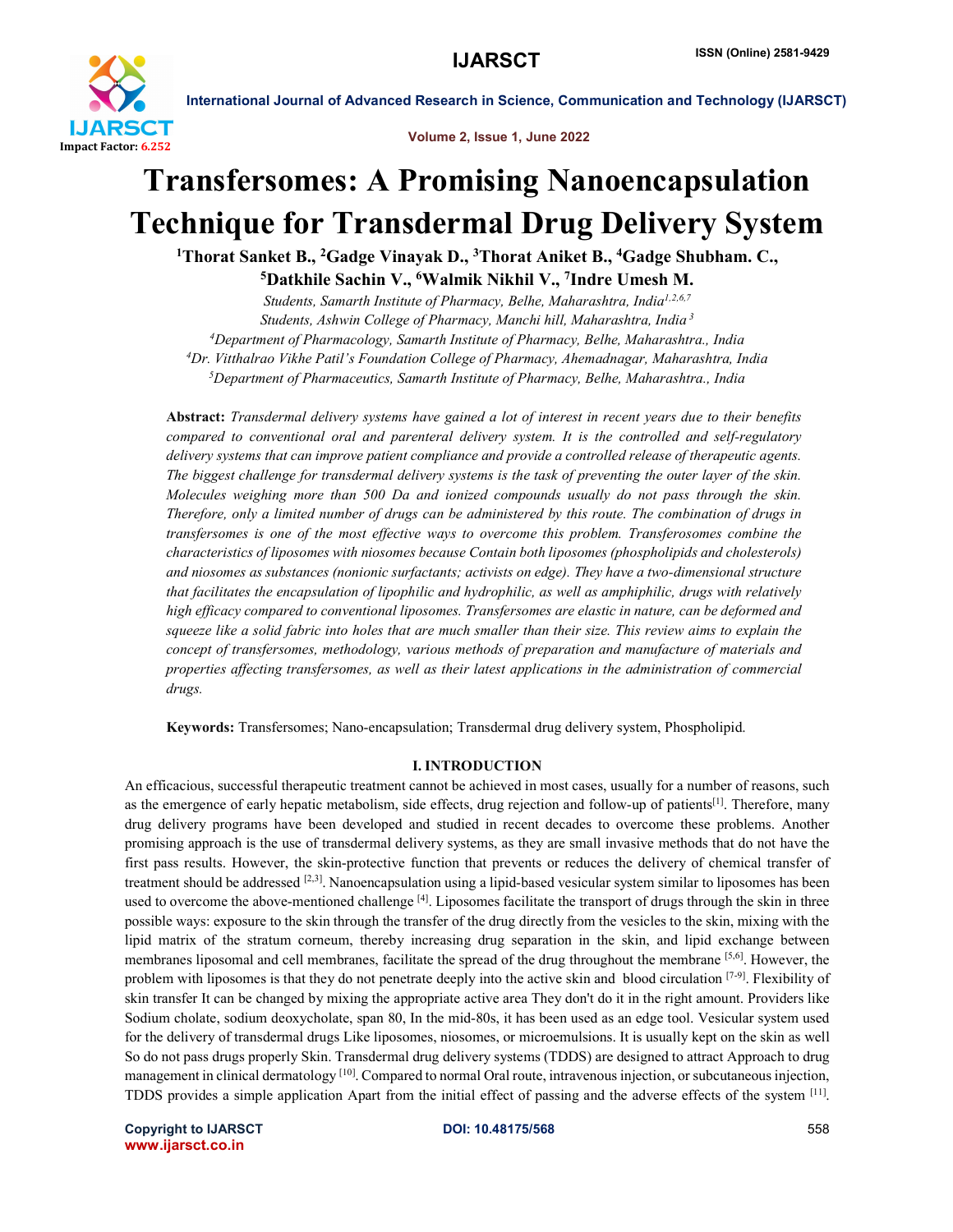# Transfersomes: A Promising Nanoencapsulation Technique for Transdermal Drug Delivery System

[1]Thorat Sanket B., [2]Gadge Vinayak D., [3]Thorat Aniket B., [4]Gadge Shubham. C., [5]Datkhile Sachin V., [6]Walmik Nikhil V., [7]Indre Umesh M.

*Students, Samarth Institute of Pharmacy, Belhe, Maharashtra, India*[1,2,6,7]
*Students, Ashwin College of Pharmacy, Manchi hill, Maharashtra, India*[3]
[4]*Department of Pharmacology, Samarth Institute of Pharmacy, Belhe, Maharashtra., India*
[4]*Dr. Vitthalrao Vikhe Patil's Foundation College of Pharmacy, Ahemadnagar, Maharashtra, India*
[5]*Department of Pharmaceutics, Samarth Institute of Pharmacy, Belhe, Maharashtra., India*

**Abstract:** *Transdermal delivery systems have gained a lot of interest in recent years due to their benefits compared to conventional oral and parenteral delivery system. It is the controlled and self-regulatory delivery systems that can improve patient compliance and provide a controlled release of therapeutic agents. The biggest challenge for transdermal delivery systems is the task of preventing the outer layer of the skin. Molecules weighing more than 500 Da and ionized compounds usually do not pass through the skin. Therefore, only a limited number of drugs can be administered by this route. The combination of drugs in transfersomes is one of the most effective ways to overcome this problem. Transferosomes combine the characteristics of liposomes with niosomes because Contain both liposomes (phospholipids and cholesterols) and niosomes as substances (nonionic surfactants; activists on edge). They have a two-dimensional structure that facilitates the encapsulation of lipophilic and hydrophilic, as well as amphiphilic, drugs with relatively high efficacy compared to conventional liposomes. Transfersomes are elastic in nature, can be deformed and squeeze like a solid fabric into holes that are much smaller than their size. This review aims to explain the concept of transfersomes, methodology, various methods of preparation and manufacture of materials and properties affecting transfersomes, as well as their latest applications in the administration of commercial drugs.*

**Keywords:** Transfersomes; Nano-encapsulation; Transdermal drug delivery system, Phospholipid.

## I. INTRODUCTION

An efficacious, successful therapeutic treatment cannot be achieved in most cases, usually for a number of reasons, such as the emergence of early hepatic metabolism, side effects, drug rejection and follow-up of patients[1]. Therefore, many drug delivery programs have been developed and studied in recent decades to overcome these problems. Another promising approach is the use of transdermal delivery systems, as they are small invasive methods that do not have the first pass results. However, the skin-protective function that prevents or reduces the delivery of chemical transfer of treatment should be addressed [2,3]. Nanoencapsulation using a lipid-based vesicular system similar to liposomes has been used to overcome the above-mentioned challenge [4]. Liposomes facilitate the transport of drugs through the skin in three possible ways: exposure to the skin through the transfer of the drug directly from the vesicles to the skin, mixing with the lipid matrix of the stratum corneum, thereby increasing drug separation in the skin, and lipid exchange between membranes liposomal and cell membranes, facilitate the spread of the drug throughout the membrane [5,6]. However, the problem with liposomes is that they do not penetrate deeply into the active skin and blood circulation [7-9]. Flexibility of skin transfer It can be changed by mixing the appropriate active area They don't do it in the right amount. Providers like Sodium cholate, sodium deoxycholate, span 80, In the mid-80s, it has been used as an edge tool. Vesicular system used for the delivery of transdermal drugs Like liposomes, niosomes, or microemulsions. It is usually kept on the skin as well So do not pass drugs properly Skin. Transdermal drug delivery systems (TDDS) are designed to attract Approach to drug management in clinical dermatology [10]. Compared to normal Oral route, intravenous injection, or subcutaneous injection, TDDS provides a simple application Apart from the initial effect of passing and the adverse effects of the system [11].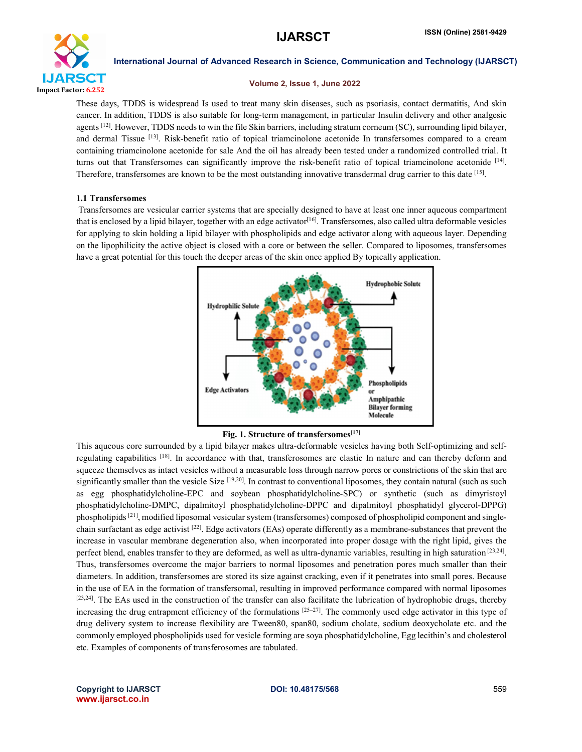These days, TDDS is widespread Is used to treat many skin diseases, such as psoriasis, contact dermatitis, And skin cancer. In addition, TDDS is also suitable for long-term management, in particular Insulin delivery and other analgesic agents [12]. However, TDDS needs to win the file Skin barriers, including stratum corneum (SC), surrounding lipid bilayer, and dermal Tissue [13]. Risk-benefit ratio of topical triamcinolone acetonide In transfersomes compared to a cream containing triamcinolone acetonide for sale And the oil has already been tested under a randomized controlled trial. It turns out that Transfersomes can significantly improve the risk-benefit ratio of topical triamcinolone acetonide [14]. Therefore, transfersomes are known to be the most outstanding innovative transdermal drug carrier to this date [15].

### 1.1 Transfersomes

Transfersomes are vesicular carrier systems that are specially designed to have at least one inner aqueous compartment that is enclosed by a lipid bilayer, together with an edge activator[16]. Transfersomes, also called ultra deformable vesicles for applying to skin holding a lipid bilayer with phospholipids and edge activator along with aqueous layer. Depending on the lipophilicity the active object is closed with a core or between the seller. Compared to liposomes, transfersomes have a great potential for this touch the deeper areas of the skin once applied By topically application.

**Fig. 1. Structure of transfersomes[17]**

This aqueous core surrounded by a lipid bilayer makes ultra-deformable vesicles having both Self-optimizing and self-regulating capabilities [18]. In accordance with that, transferosomes are elastic In nature and can thereby deform and squeeze themselves as intact vesicles without a measurable loss through narrow pores or constrictions of the skin that are significantly smaller than the vesicle Size [19,20]. In contrast to conventional liposomes, they contain natural (such as such as egg phosphatidylcholine-EPC and soybean phosphatidylcholine-SPC) or synthetic (such as dimyristoyl phosphatidylcholine-DMPC, dipalmitoyl phosphatidylcholine-DPPC and dipalmitoyl phosphatidyl glycerol-DPPG) phospholipids [21], modified liposomal vesicular system (transfersomes) composed of phospholipid component and single-chain surfactant as edge activist [22]. Edge activators (EAs) operate differently as a membrane-substances that prevent the increase in vascular membrane degeneration also, when incorporated into proper dosage with the right lipid, gives the perfect blend, enables transfer to they are deformed, as well as ultra-dynamic variables, resulting in high saturation [23,24]. Thus, transfersomes overcome the major barriers to normal liposomes and penetration pores much smaller than their diameters. In addition, transfersomes are stored its size against cracking, even if it penetrates into small pores. Because in the use of EA in the formation of transfersomal, resulting in improved performance compared with normal liposomes [23,24]. The EAs used in the construction of the transfer can also facilitate the lubrication of hydrophobic drugs, thereby increasing the drug entrapment efficiency of the formulations [25–27]. The commonly used edge activator in this type of drug delivery system to increase flexibility are Tween80, span80, sodium cholate, sodium deoxycholate etc. and the commonly employed phospholipids used for vesicle forming are soya phosphatidylcholine, Egg lecithin's and cholesterol etc. Examples of components of transferosomes are tabulated.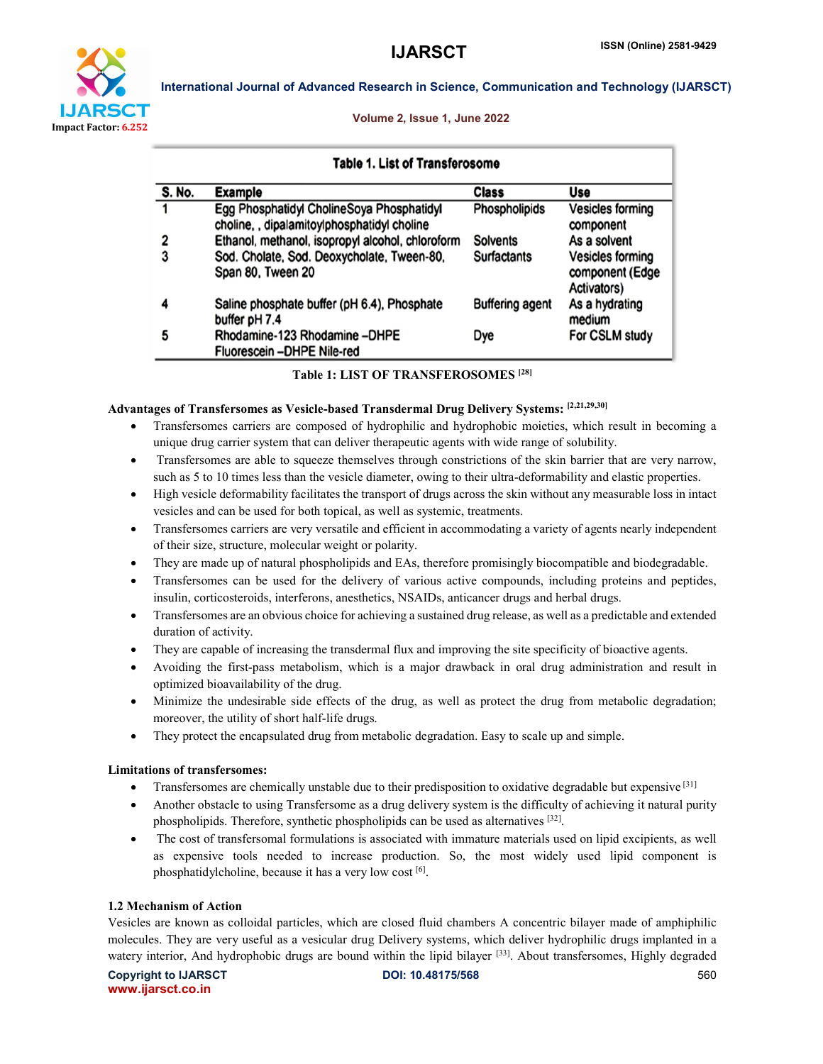**Table 1. List of Transferosome**

| S. No. | Example | Class | Use |
|---|---|---|---|
| 1 | Egg Phosphatidyl CholineSoya Phosphatidyl choline, , dipalamitoylphosphatidyl choline | Phospholipids | Vesicles forming component |
| 2 | Ethanol, methanol, isopropyl alcohol, chloroform | Solvents | As a solvent |
| 3 | Sod. Cholate, Sod. Deoxycholate, Tween-80, Span 80, Tween 20 | Surfactants | Vesicles forming component (Edge Activators) |
| 4 | Saline phosphate buffer (pH 6.4), Phosphate buffer pH 7.4 | Buffering agent | As a hydrating medium |
| 5 | Rhodamine-123 Rhodamine –DHPE Fluorescein –DHPE Nile-red | Dye | For CSLM study |

Table 1: LIST OF TRANSFEROSOMES [28]

**Advantages of Transfersomes as Vesicle-based Transdermal Drug Delivery Systems:** [2,21,29,30]

- Transfersomes carriers are composed of hydrophilic and hydrophobic moieties, which result in becoming a unique drug carrier system that can deliver therapeutic agents with wide range of solubility.
- Transfersomes are able to squeeze themselves through constrictions of the skin barrier that are very narrow, such as 5 to 10 times less than the vesicle diameter, owing to their ultra-deformability and elastic properties.
- High vesicle deformability facilitates the transport of drugs across the skin without any measurable loss in intact vesicles and can be used for both topical, as well as systemic, treatments.
- Transfersomes carriers are very versatile and efficient in accommodating a variety of agents nearly independent of their size, structure, molecular weight or polarity.
- They are made up of natural phospholipids and EAs, therefore promisingly biocompatible and biodegradable.
- Transfersomes can be used for the delivery of various active compounds, including proteins and peptides, insulin, corticosteroids, interferons, anesthetics, NSAIDs, anticancer drugs and herbal drugs.
- Transfersomes are an obvious choice for achieving a sustained drug release, as well as a predictable and extended duration of activity.
- They are capable of increasing the transdermal flux and improving the site specificity of bioactive agents.
- Avoiding the first-pass metabolism, which is a major drawback in oral drug administration and result in optimized bioavailability of the drug.
- Minimize the undesirable side effects of the drug, as well as protect the drug from metabolic degradation; moreover, the utility of short half-life drugs.
- They protect the encapsulated drug from metabolic degradation. Easy to scale up and simple.

**Limitations of transfersomes:**

- Transfersomes are chemically unstable due to their predisposition to oxidative degradable but expensive [31]
- Another obstacle to using Transfersome as a drug delivery system is the difficulty of achieving it natural purity phospholipids. Therefore, synthetic phospholipids can be used as alternatives [32].
- The cost of transfersomal formulations is associated with immature materials used on lipid excipients, as well as expensive tools needed to increase production. So, the most widely used lipid component is phosphatidylcholine, because it has a very low cost [6].

### 1.2 Mechanism of Action

Vesicles are known as colloidal particles, which are closed fluid chambers A concentric bilayer made of amphiphilic molecules. They are very useful as a vesicular drug Delivery systems, which deliver hydrophilic drugs implanted in a watery interior, And hydrophobic drugs are bound within the lipid bilayer [33]. About transfersomes, Highly degraded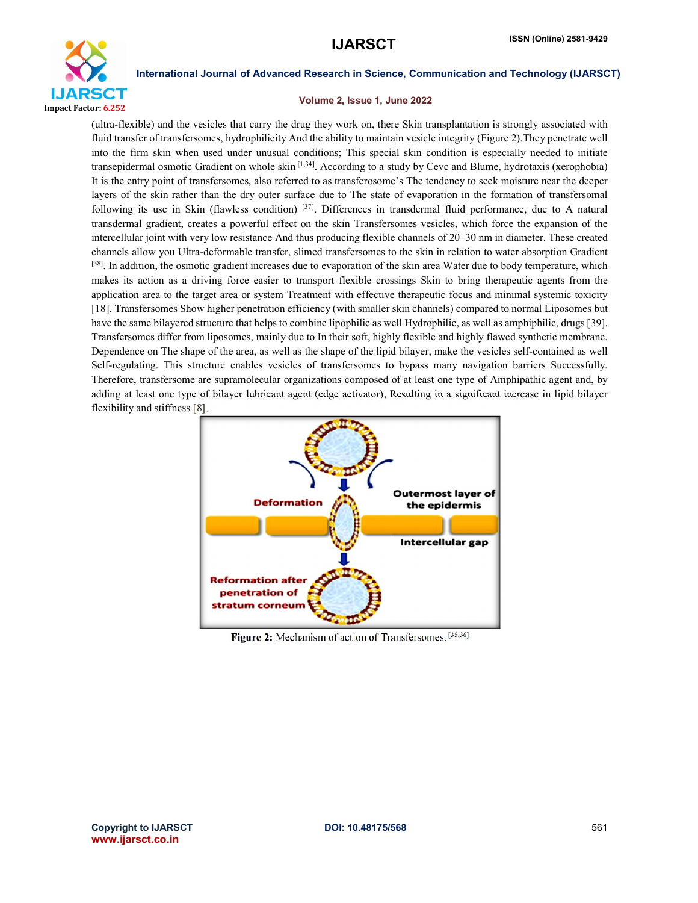(ultra-flexible) and the vesicles that carry the drug they work on, there Skin transplantation is strongly associated with fluid transfer of transfersomes, hydrophilicity And the ability to maintain vesicle integrity (Figure 2).They penetrate well into the firm skin when used under unusual conditions; This special skin condition is especially needed to initiate transepidermal osmotic Gradient on whole skin [1,34]. According to a study by Cevc and Blume, hydrotaxis (xerophobia) It is the entry point of transfersomes, also referred to as transferosome's The tendency to seek moisture near the deeper layers of the skin rather than the dry outer surface due to The state of evaporation in the formation of transfersomal following its use in Skin (flawless condition) [37]. Differences in transdermal fluid performance, due to A natural transdermal gradient, creates a powerful effect on the skin Transfersomes vesicles, which force the expansion of the intercellular joint with very low resistance And thus producing flexible channels of 20–30 nm in diameter. These created channels allow you Ultra-deformable transfer, slimed transfersomes to the skin in relation to water absorption Gradient [38]. In addition, the osmotic gradient increases due to evaporation of the skin area Water due to body temperature, which makes its action as a driving force easier to transport flexible crossings Skin to bring therapeutic agents from the application area to the target area or system Treatment with effective therapeutic focus and minimal systemic toxicity [18]. Transfersomes Show higher penetration efficiency (with smaller skin channels) compared to normal Liposomes but have the same bilayered structure that helps to combine lipophilic as well Hydrophilic, as well as amphiphilic, drugs [39]. Transfersomes differ from liposomes, mainly due to In their soft, highly flexible and highly flawed synthetic membrane. Dependence on The shape of the area, as well as the shape of the lipid bilayer, make the vesicles self-contained as well Self-regulating. This structure enables vesicles of transfersomes to bypass many navigation barriers Successfully. Therefore, transfersome are supramolecular organizations composed of at least one type of Amphipathic agent and, by adding at least one type of bilayer lubricant agent (edge activator), Resulting in a significant increase in lipid bilayer flexibility and stiffness [8].

**Figure 2:** Mechanism of action of Transfersomes. [35,36]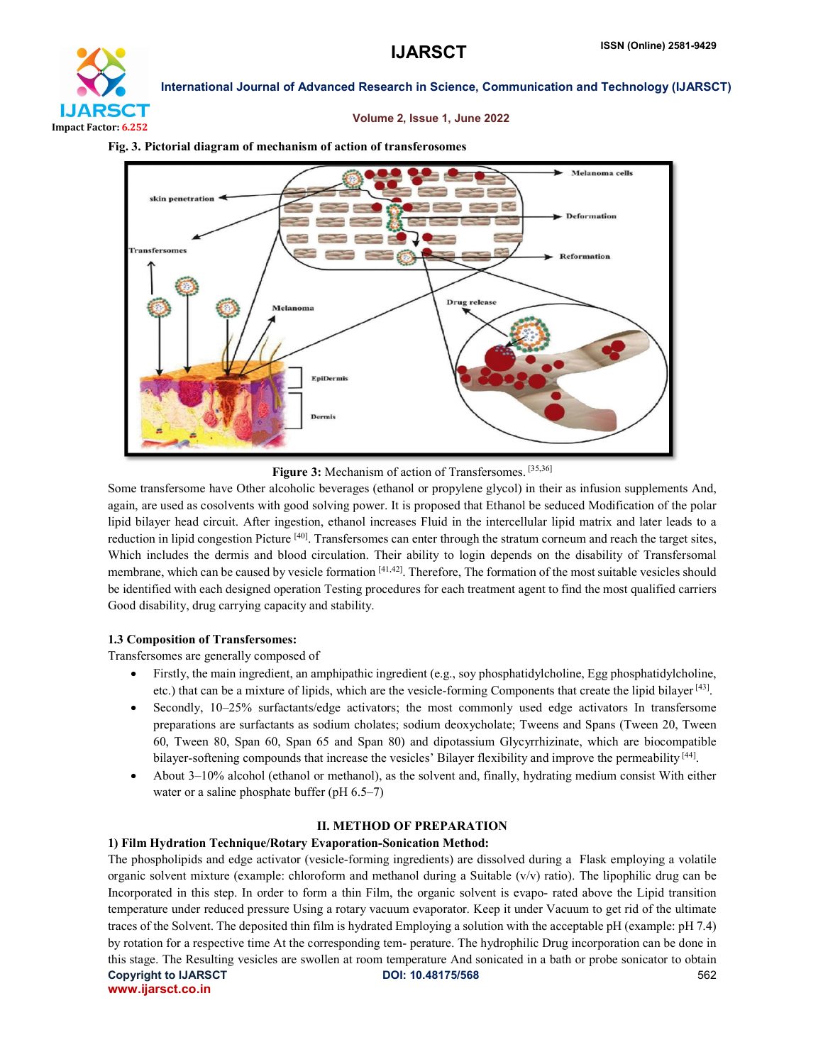**Fig. 3. Pictorial diagram of mechanism of action of transferosomes**

**Figure 3:** Mechanism of action of Transfersomes. [35,36]

Some transfersome have Other alcoholic beverages (ethanol or propylene glycol) in their as infusion supplements And, again, are used as cosolvents with good solving power. It is proposed that Ethanol be seduced Modification of the polar lipid bilayer head circuit. After ingestion, ethanol increases Fluid in the intercellular lipid matrix and later leads to a reduction in lipid congestion Picture [40]. Transfersomes can enter through the stratum corneum and reach the target sites, Which includes the dermis and blood circulation. Their ability to login depends on the disability of Transfersomal membrane, which can be caused by vesicle formation [41,42]. Therefore, The formation of the most suitable vesicles should be identified with each designed operation Testing procedures for each treatment agent to find the most qualified carriers Good disability, drug carrying capacity and stability.

### 1.3 Composition of Transfersomes:

Transfersomes are generally composed of

- Firstly, the main ingredient, an amphipathic ingredient (e.g., soy phosphatidylcholine, Egg phosphatidylcholine, etc.) that can be a mixture of lipids, which are the vesicle-forming Components that create the lipid bilayer [43].
- Secondly, 10–25% surfactants/edge activators; the most commonly used edge activators In transfersome preparations are surfactants as sodium cholates; sodium deoxycholate; Tweens and Spans (Tween 20, Tween 60, Tween 80, Span 60, Span 65 and Span 80) and dipotassium Glycyrrhizinate, which are biocompatible bilayer-softening compounds that increase the vesicles' Bilayer flexibility and improve the permeability [44].
- About 3–10% alcohol (ethanol or methanol), as the solvent and, finally, hydrating medium consist With either water or a saline phosphate buffer (pH 6.5–7)

## II. METHOD OF PREPARATION

### 1) Film Hydration Technique/Rotary Evaporation-Sonication Method:

The phospholipids and edge activator (vesicle-forming ingredients) are dissolved during a Flask employing a volatile organic solvent mixture (example: chloroform and methanol during a Suitable (v/v) ratio). The lipophilic drug can be Incorporated in this step. In order to form a thin Film, the organic solvent is evapo- rated above the Lipid transition temperature under reduced pressure Using a rotary vacuum evaporator. Keep it under Vacuum to get rid of the ultimate traces of the Solvent. The deposited thin film is hydrated Employing a solution with the acceptable pH (example: pH 7.4) by rotation for a respective time At the corresponding tem- perature. The hydrophilic Drug incorporation can be done in this stage. The Resulting vesicles are swollen at room temperature And sonicated in a bath or probe sonicator to obtain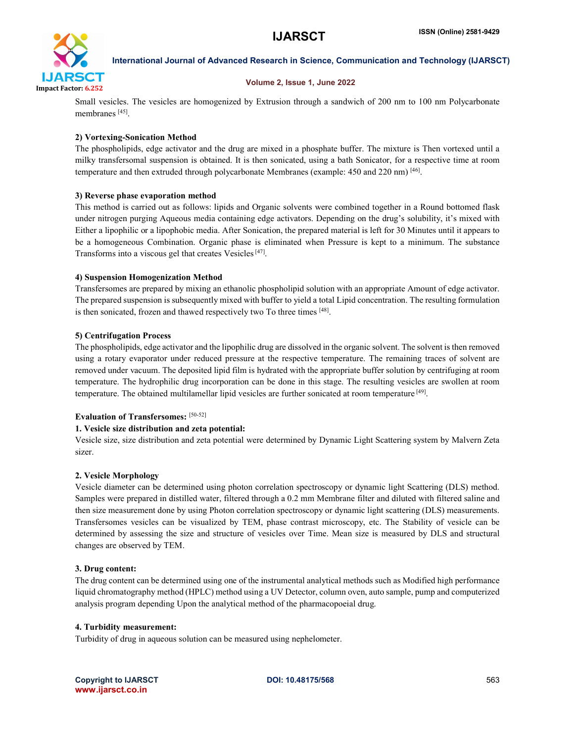Small vesicles. The vesicles are homogenized by Extrusion through a sandwich of 200 nm to 100 nm Polycarbonate membranes [45].

### 2) Vortexing-Sonication Method

The phospholipids, edge activator and the drug are mixed in a phosphate buffer. The mixture is Then vortexed until a milky transfersomal suspension is obtained. It is then sonicated, using a bath Sonicator, for a respective time at room temperature and then extruded through polycarbonate Membranes (example: 450 and 220 nm) [46].

### 3) Reverse phase evaporation method

This method is carried out as follows: lipids and Organic solvents were combined together in a Round bottomed flask under nitrogen purging Aqueous media containing edge activators. Depending on the drug's solubility, it's mixed with Either a lipophilic or a lipophobic media. After Sonication, the prepared material is left for 30 Minutes until it appears to be a homogeneous Combination. Organic phase is eliminated when Pressure is kept to a minimum. The substance Transforms into a viscous gel that creates Vesicles [47].

### 4) Suspension Homogenization Method

Transfersomes are prepared by mixing an ethanolic phospholipid solution with an appropriate Amount of edge activator. The prepared suspension is subsequently mixed with buffer to yield a total Lipid concentration. The resulting formulation is then sonicated, frozen and thawed respectively two To three times [48].

### 5) Centrifugation Process

The phospholipids, edge activator and the lipophilic drug are dissolved in the organic solvent. The solvent is then removed using a rotary evaporator under reduced pressure at the respective temperature. The remaining traces of solvent are removed under vacuum. The deposited lipid film is hydrated with the appropriate buffer solution by centrifuging at room temperature. The hydrophilic drug incorporation can be done in this stage. The resulting vesicles are swollen at room temperature. The obtained multilamellar lipid vesicles are further sonicated at room temperature [49].

## Evaluation of Transfersomes: [50-52]

### 1. Vesicle size distribution and zeta potential:

Vesicle size, size distribution and zeta potential were determined by Dynamic Light Scattering system by Malvern Zeta sizer.

### 2. Vesicle Morphology

Vesicle diameter can be determined using photon correlation spectroscopy or dynamic light Scattering (DLS) method. Samples were prepared in distilled water, filtered through a 0.2 mm Membrane filter and diluted with filtered saline and then size measurement done by using Photon correlation spectroscopy or dynamic light scattering (DLS) measurements. Transfersomes vesicles can be visualized by TEM, phase contrast microscopy, etc. The Stability of vesicle can be determined by assessing the size and structure of vesicles over Time. Mean size is measured by DLS and structural changes are observed by TEM.

### 3. Drug content:

The drug content can be determined using one of the instrumental analytical methods such as Modified high performance liquid chromatography method (HPLC) method using a UV Detector, column oven, auto sample, pump and computerized analysis program depending Upon the analytical method of the pharmacopoeial drug.

### 4. Turbidity measurement:

Turbidity of drug in aqueous solution can be measured using nephelometer.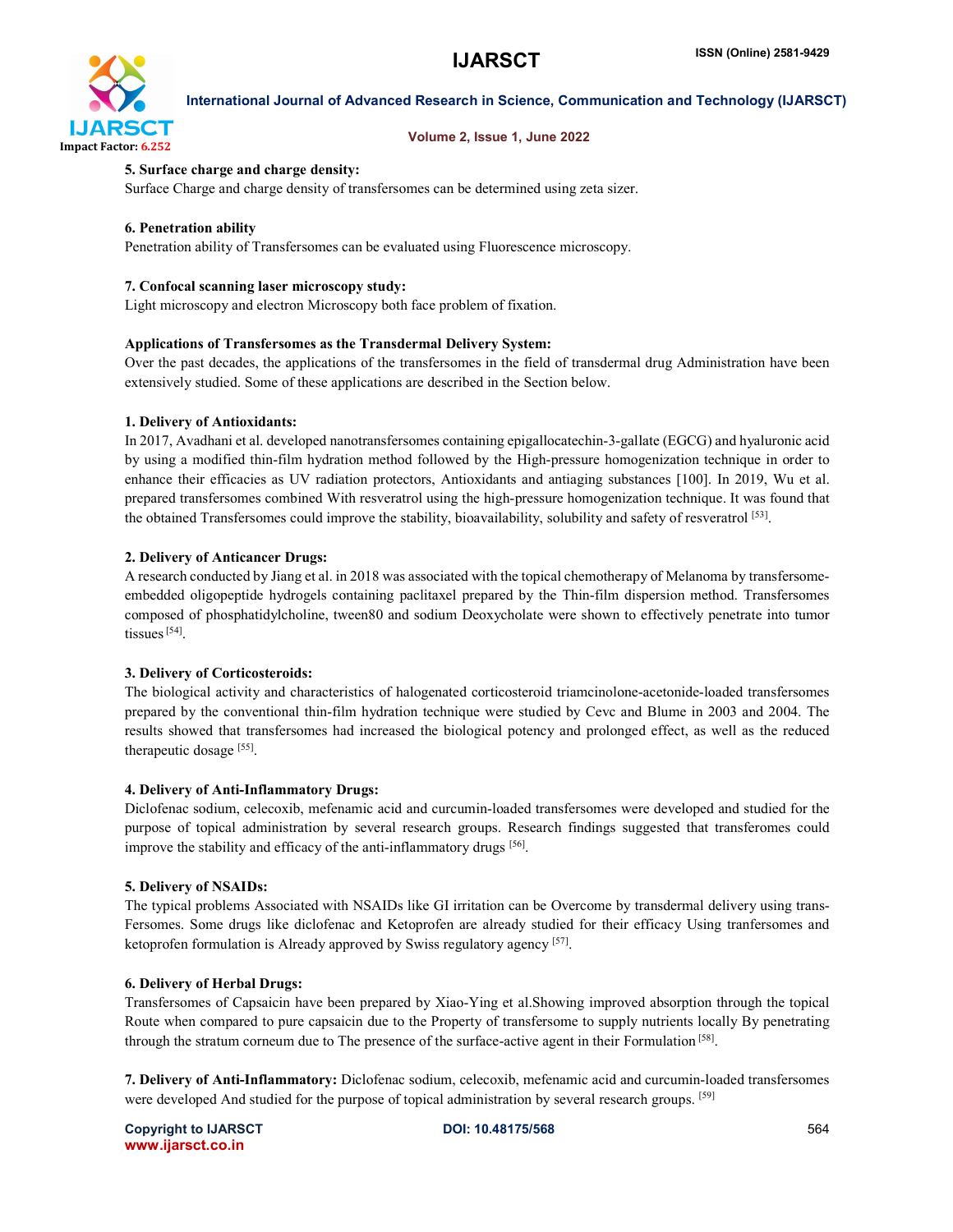**5. Surface charge and charge density:**

Surface Charge and charge density of transfersomes can be determined using zeta sizer.

**6. Penetration ability**

Penetration ability of Transfersomes can be evaluated using Fluorescence microscopy.

**7. Confocal scanning laser microscopy study:**

Light microscopy and electron Microscopy both face problem of fixation.

**Applications of Transfersomes as the Transdermal Delivery System:**

Over the past decades, the applications of the transfersomes in the field of transdermal drug Administration have been extensively studied. Some of these applications are described in the Section below.

**1. Delivery of Antioxidants:**

In 2017, Avadhani et al. developed nanotransfersomes containing epigallocatechin-3-gallate (EGCG) and hyaluronic acid by using a modified thin-film hydration method followed by the High-pressure homogenization technique in order to enhance their efficacies as UV radiation protectors, Antioxidants and antiaging substances [100]. In 2019, Wu et al. prepared transfersomes combined With resveratrol using the high-pressure homogenization technique. It was found that the obtained Transfersomes could improve the stability, bioavailability, solubility and safety of resveratrol [53].

**2. Delivery of Anticancer Drugs:**

A research conducted by Jiang et al. in 2018 was associated with the topical chemotherapy of Melanoma by transfersome-embedded oligopeptide hydrogels containing paclitaxel prepared by the Thin-film dispersion method. Transfersomes composed of phosphatidylcholine, tween80 and sodium Deoxycholate were shown to effectively penetrate into tumor tissues [54].

**3. Delivery of Corticosteroids:**

The biological activity and characteristics of halogenated corticosteroid triamcinolone-acetonide-loaded transfersomes prepared by the conventional thin-film hydration technique were studied by Cevc and Blume in 2003 and 2004. The results showed that transfersomes had increased the biological potency and prolonged effect, as well as the reduced therapeutic dosage [55].

**4. Delivery of Anti-Inflammatory Drugs:**

Diclofenac sodium, celecoxib, mefenamic acid and curcumin-loaded transfersomes were developed and studied for the purpose of topical administration by several research groups. Research findings suggested that transferomes could improve the stability and efficacy of the anti-inflammatory drugs [56].

**5. Delivery of NSAIDs:**

The typical problems Associated with NSAIDs like GI irritation can be Overcome by transdermal delivery using trans-Fersomes. Some drugs like diclofenac and Ketoprofen are already studied for their efficacy Using tranfersomes and ketoprofen formulation is Already approved by Swiss regulatory agency [57].

**6. Delivery of Herbal Drugs:**

Transfersomes of Capsaicin have been prepared by Xiao-Ying et al.Showing improved absorption through the topical Route when compared to pure capsaicin due to the Property of transfersome to supply nutrients locally By penetrating through the stratum corneum due to The presence of the surface-active agent in their Formulation [58].

**7. Delivery of Anti-Inflammatory:** Diclofenac sodium, celecoxib, mefenamic acid and curcumin-loaded transfersomes were developed And studied for the purpose of topical administration by several research groups. [59]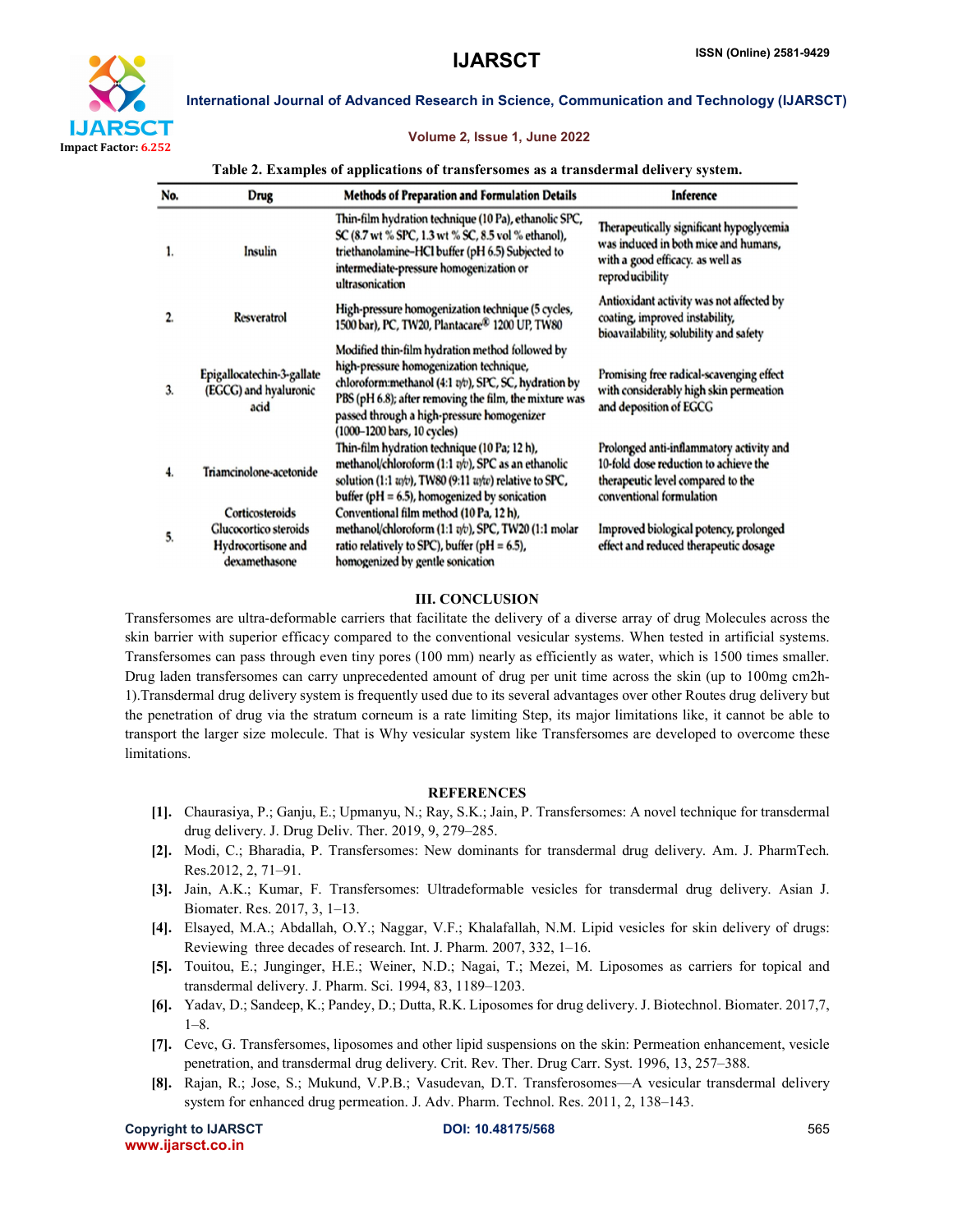Table 2. Examples of applications of transfersomes as a transdermal delivery system.

| No. | Drug | Methods of Preparation and Formulation Details | Inference |
|---|---|---|---|
| 1. | Insulin | Thin-film hydration technique (10 Pa), ethanolic SPC, SC (8.7 wt % SPC, 1.3 wt % SC, 8.5 vol % ethanol), triethanolamine–HCl buffer (pH 6.5) Subjected to intermediate-pressure homogenization or ultrasonication | Therapeutically significant hypoglycemia was induced in both mice and humans, with a good efficacy. as well as reproducibility |
| 2. | Resveratrol | High-pressure homogenization technique (5 cycles, 1500 bar), PC, TW20, Plantacare® 1200 UP, TW80 | Antioxidant activity was not affected by coating, improved instability, bioavailability, solubility and safety |
| 3. | Epigallocatechin-3-gallate (EGCG) and hyaluronic acid | Modified thin-film hydration method followed by high-pressure homogenization technique, chloroform:methanol (4:1 v/v), SPC, SC, hydration by PBS (pH 6.8); after removing the film, the mixture was passed through a high-pressure homogenizer (1000–1200 bars, 10 cycles) | Promising free radical-scavenging effect with considerably high skin permeation and deposition of EGCG |
| 4. | Triamcinolone-acetonide | Thin-film hydration technique (10 Pa; 12 h), methanol/chloroform (1:1 v/v), SPC as an ethanolic solution (1:1 w/v), TW80 (9:11 w/w) relative to SPC, buffer (pH = 6.5), homogenized by sonication | Prolonged anti-inflammatory activity and 10-fold dose reduction to achieve the therapeutic level compared to the conventional formulation |
| 5. | Corticosteroids Glucocortico steroids Hydrocortisone and dexamethasone | Conventional film method (10 Pa, 12 h), methanol/chloroform (1:1 v/v), SPC, TW20 (1:1 molar ratio relatively to SPC), buffer (pH = 6.5), homogenized by gentle sonication | Improved biological potency, prolonged effect and reduced therapeutic dosage |

## III. CONCLUSION

Transfersomes are ultra-deformable carriers that facilitate the delivery of a diverse array of drug Molecules across the skin barrier with superior efficacy compared to the conventional vesicular systems. When tested in artificial systems. Transfersomes can pass through even tiny pores (100 mm) nearly as efficiently as water, which is 1500 times smaller. Drug laden transfersomes can carry unprecedented amount of drug per unit time across the skin (up to 100mg cm2h-1).Transdermal drug delivery system is frequently used due to its several advantages over other Routes drug delivery but the penetration of drug via the stratum corneum is a rate limiting Step, its major limitations like, it cannot be able to transport the larger size molecule. That is Why vesicular system like Transfersomes are developed to overcome these limitations.

## REFERENCES

[1]. Chaurasiya, P.; Ganju, E.; Upmanyu, N.; Ray, S.K.; Jain, P. Transfersomes: A novel technique for transdermal drug delivery. J. Drug Deliv. Ther. 2019, 9, 279–285.

[2]. Modi, C.; Bharadia, P. Transfersomes: New dominants for transdermal drug delivery. Am. J. PharmTech. Res.2012, 2, 71–91.

[3]. Jain, A.K.; Kumar, F. Transfersomes: Ultradeformable vesicles for transdermal drug delivery. Asian J. Biomater. Res. 2017, 3, 1–13.

[4]. Elsayed, M.A.; Abdallah, O.Y.; Naggar, V.F.; Khalafallah, N.M. Lipid vesicles for skin delivery of drugs: Reviewing three decades of research. Int. J. Pharm. 2007, 332, 1–16.

[5]. Touitou, E.; Junginger, H.E.; Weiner, N.D.; Nagai, T.; Mezei, M. Liposomes as carriers for topical and transdermal delivery. J. Pharm. Sci. 1994, 83, 1189–1203.

[6]. Yadav, D.; Sandeep, K.; Pandey, D.; Dutta, R.K. Liposomes for drug delivery. J. Biotechnol. Biomater. 2017,7, 1–8.

[7]. Cevc, G. Transfersomes, liposomes and other lipid suspensions on the skin: Permeation enhancement, vesicle penetration, and transdermal drug delivery. Crit. Rev. Ther. Drug Carr. Syst. 1996, 13, 257–388.

[8]. Rajan, R.; Jose, S.; Mukund, V.P.B.; Vasudevan, D.T. Transferosomes—A vesicular transdermal delivery system for enhanced drug permeation. J. Adv. Pharm. Technol. Res. 2011, 2, 138–143.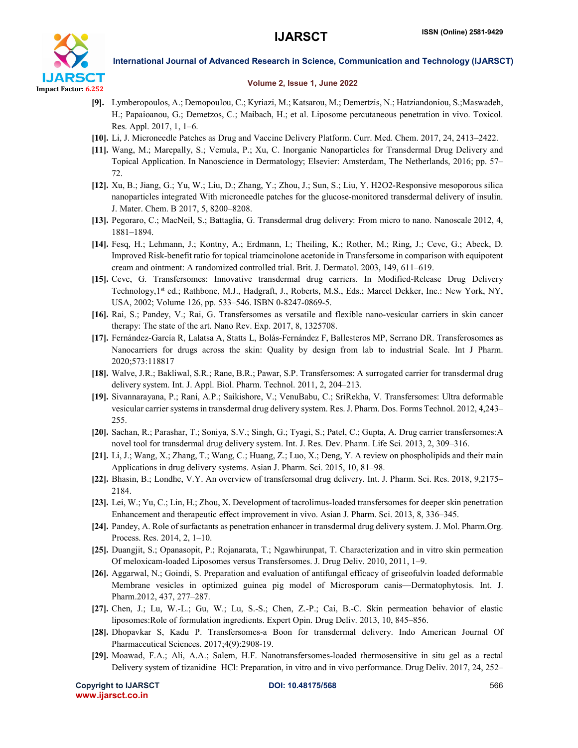[9]. Lymberopoulos, A.; Demopoulou, C.; Kyriazi, M.; Katsarou, M.; Demertzis, N.; Hatziandoniou, S.;Maswadeh, H.; Papaioanou, G.; Demetzos, C.; Maibach, H.; et al. Liposome percutaneous penetration in vivo. Toxicol. Res. Appl. 2017, 1, 1–6.

[10]. Li, J. Microneedle Patches as Drug and Vaccine Delivery Platform. Curr. Med. Chem. 2017, 24, 2413–2422.

[11]. Wang, M.; Marepally, S.; Vemula, P.; Xu, C. Inorganic Nanoparticles for Transdermal Drug Delivery and Topical Application. In Nanoscience in Dermatology; Elsevier: Amsterdam, The Netherlands, 2016; pp. 57–72.

[12]. Xu, B.; Jiang, G.; Yu, W.; Liu, D.; Zhang, Y.; Zhou, J.; Sun, S.; Liu, Y. H2O2-Responsive mesoporous silica nanoparticles integrated With microneedle patches for the glucose-monitored transdermal delivery of insulin. J. Mater. Chem. B 2017, 5, 8200–8208.

[13]. Pegoraro, C.; MacNeil, S.; Battaglia, G. Transdermal drug delivery: From micro to nano. Nanoscale 2012, 4, 1881–1894.

[14]. Fesq, H.; Lehmann, J.; Kontny, A.; Erdmann, I.; Theiling, K.; Rother, M.; Ring, J.; Cevc, G.; Abeck, D. Improved Risk-benefit ratio for topical triamcinolone acetonide in Transfersome in comparison with equipotent cream and ointment: A randomized controlled trial. Brit. J. Dermatol. 2003, 149, 611–619.

[15]. Cevc, G. Transfersomes: Innovative transdermal drug carriers. In Modified-Release Drug Delivery Technology,1st ed.; Rathbone, M.J., Hadgraft, J., Roberts, M.S., Eds.; Marcel Dekker, Inc.: New York, NY, USA, 2002; Volume 126, pp. 533–546. ISBN 0-8247-0869-5.

[16]. Rai, S.; Pandey, V.; Rai, G. Transfersomes as versatile and flexible nano-vesicular carriers in skin cancer therapy: The state of the art. Nano Rev. Exp. 2017, 8, 1325708.

[17]. Fernández-García R, Lalatsa A, Statts L, Bolás-Fernández F, Ballesteros MP, Serrano DR. Transferosomes as Nanocarriers for drugs across the skin: Quality by design from lab to industrial Scale. Int J Pharm. 2020;573:118817

[18]. Walve, J.R.; Bakliwal, S.R.; Rane, B.R.; Pawar, S.P. Transfersomes: A surrogated carrier for transdermal drug delivery system. Int. J. Appl. Biol. Pharm. Technol. 2011, 2, 204–213.

[19]. Sivannarayana, P.; Rani, A.P.; Saikishore, V.; VenuBabu, C.; SriRekha, V. Transfersomes: Ultra deformable vesicular carrier systems in transdermal drug delivery system. Res. J. Pharm. Dos. Forms Technol. 2012, 4,243–255.

[20]. Sachan, R.; Parashar, T.; Soniya, S.V.; Singh, G.; Tyagi, S.; Patel, C.; Gupta, A. Drug carrier transfersomes:A novel tool for transdermal drug delivery system. Int. J. Res. Dev. Pharm. Life Sci. 2013, 2, 309–316.

[21]. Li, J.; Wang, X.; Zhang, T.; Wang, C.; Huang, Z.; Luo, X.; Deng, Y. A review on phospholipids and their main Applications in drug delivery systems. Asian J. Pharm. Sci. 2015, 10, 81–98.

[22]. Bhasin, B.; Londhe, V.Y. An overview of transfersomal drug delivery. Int. J. Pharm. Sci. Res. 2018, 9,2175–2184.

[23]. Lei, W.; Yu, C.; Lin, H.; Zhou, X. Development of tacrolimus-loaded transfersomes for deeper skin penetration Enhancement and therapeutic effect improvement in vivo. Asian J. Pharm. Sci. 2013, 8, 336–345.

[24]. Pandey, A. Role of surfactants as penetration enhancer in transdermal drug delivery system. J. Mol. Pharm.Org. Process. Res. 2014, 2, 1–10.

[25]. Duangjit, S.; Opanasopit, P.; Rojanarata, T.; Ngawhirunpat, T. Characterization and in vitro skin permeation Of meloxicam-loaded Liposomes versus Transfersomes. J. Drug Deliv. 2010, 2011, 1–9.

[26]. Aggarwal, N.; Goindi, S. Preparation and evaluation of antifungal efficacy of griseofulvin loaded deformable Membrane vesicles in optimized guinea pig model of Microsporum canis—Dermatophytosis. Int. J. Pharm.2012, 437, 277–287.

[27]. Chen, J.; Lu, W.-L.; Gu, W.; Lu, S.-S.; Chen, Z.-P.; Cai, B.-C. Skin permeation behavior of elastic liposomes:Role of formulation ingredients. Expert Opin. Drug Deliv. 2013, 10, 845–856.

[28]. Dhopavkar S, Kadu P. Transfersomes-a Boon for transdermal delivery. Indo American Journal Of Pharmaceutical Sciences. 2017;4(9):2908-19.

[29]. Moawad, F.A.; Ali, A.A.; Salem, H.F. Nanotransfersomes-loaded thermosensitive in situ gel as a rectal Delivery system of tizanidine HCl: Preparation, in vitro and in vivo performance. Drug Deliv. 2017, 24, 252–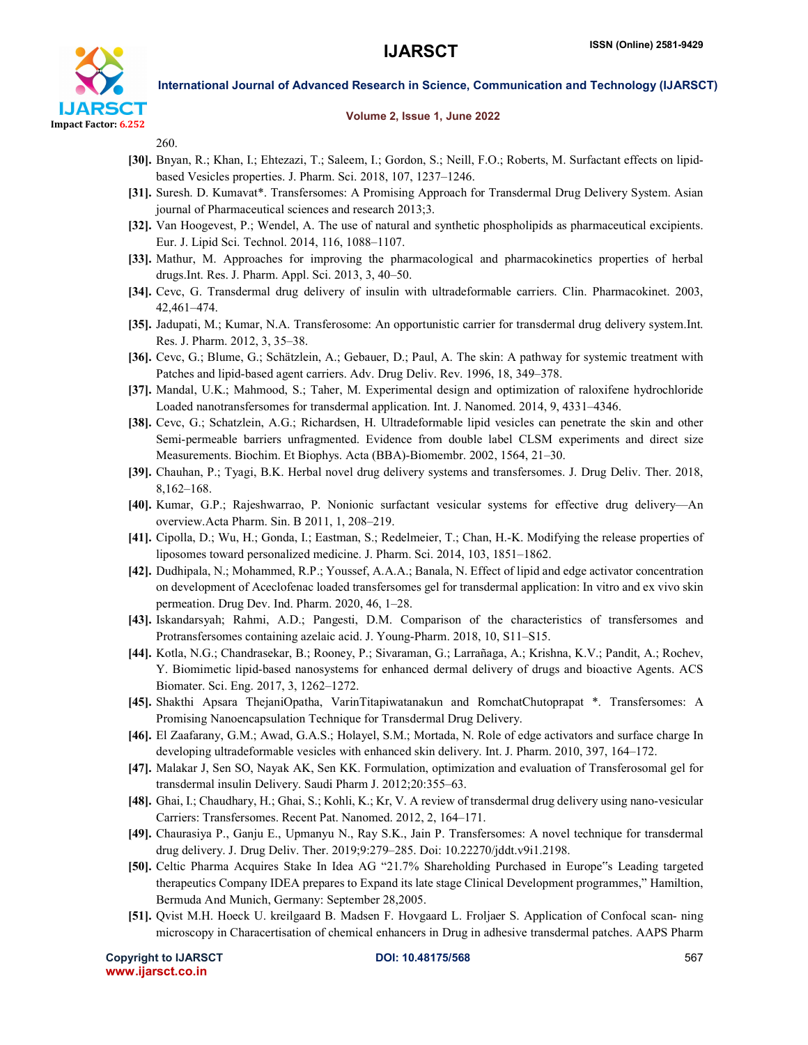260.

[30]. Bnyan, R.; Khan, I.; Ehtezazi, T.; Saleem, I.; Gordon, S.; Neill, F.O.; Roberts, M. Surfactant effects on lipid-based Vesicles properties. J. Pharm. Sci. 2018, 107, 1237–1246.

[31]. Suresh. D. Kumavat*. Transfersomes: A Promising Approach for Transdermal Drug Delivery System. Asian journal of Pharmaceutical sciences and research 2013;3.

[32]. Van Hoogevest, P.; Wendel, A. The use of natural and synthetic phospholipids as pharmaceutical excipients. Eur. J. Lipid Sci. Technol. 2014, 116, 1088–1107.

[33]. Mathur, M. Approaches for improving the pharmacological and pharmacokinetics properties of herbal drugs.Int. Res. J. Pharm. Appl. Sci. 2013, 3, 40–50.

[34]. Cevc, G. Transdermal drug delivery of insulin with ultradeformable carriers. Clin. Pharmacokinet. 2003, 42,461–474.

[35]. Jadupati, M.; Kumar, N.A. Transferosome: An opportunistic carrier for transdermal drug delivery system.Int. Res. J. Pharm. 2012, 3, 35–38.

[36]. Cevc, G.; Blume, G.; Schätzlein, A.; Gebauer, D.; Paul, A. The skin: A pathway for systemic treatment with Patches and lipid-based agent carriers. Adv. Drug Deliv. Rev. 1996, 18, 349–378.

[37]. Mandal, U.K.; Mahmood, S.; Taher, M. Experimental design and optimization of raloxifene hydrochloride Loaded nanotransfersomes for transdermal application. Int. J. Nanomed. 2014, 9, 4331–4346.

[38]. Cevc, G.; Schatzlein, A.G.; Richardsen, H. Ultradeformable lipid vesicles can penetrate the skin and other Semi-permeable barriers unfragmented. Evidence from double label CLSM experiments and direct size Measurements. Biochim. Et Biophys. Acta (BBA)-Biomembr. 2002, 1564, 21–30.

[39]. Chauhan, P.; Tyagi, B.K. Herbal novel drug delivery systems and transfersomes. J. Drug Deliv. Ther. 2018, 8,162–168.

[40]. Kumar, G.P.; Rajeshwarrao, P. Nonionic surfactant vesicular systems for effective drug delivery—An overview.Acta Pharm. Sin. B 2011, 1, 208–219.

[41]. Cipolla, D.; Wu, H.; Gonda, I.; Eastman, S.; Redelmeier, T.; Chan, H.-K. Modifying the release properties of liposomes toward personalized medicine. J. Pharm. Sci. 2014, 103, 1851–1862.

[42]. Dudhipala, N.; Mohammed, R.P.; Youssef, A.A.A.; Banala, N. Effect of lipid and edge activator concentration on development of Aceclofenac loaded transfersomes gel for transdermal application: In vitro and ex vivo skin permeation. Drug Dev. Ind. Pharm. 2020, 46, 1–28.

[43]. Iskandarsyah; Rahmi, A.D.; Pangesti, D.M. Comparison of the characteristics of transfersomes and Protransfersomes containing azelaic acid. J. Young-Pharm. 2018, 10, S11–S15.

[44]. Kotla, N.G.; Chandrasekar, B.; Rooney, P.; Sivaraman, G.; Larrañaga, A.; Krishna, K.V.; Pandit, A.; Rochev, Y. Biomimetic lipid-based nanosystems for enhanced dermal delivery of drugs and bioactive Agents. ACS Biomater. Sci. Eng. 2017, 3, 1262–1272.

[45]. Shakthi Apsara ThejaniOpatha, VarinTitapiwatanakun and RomchatChutoprapat *. Transfersomes: A Promising Nanoencapsulation Technique for Transdermal Drug Delivery.

[46]. El Zaafarany, G.M.; Awad, G.A.S.; Holayel, S.M.; Mortada, N. Role of edge activators and surface charge In developing ultradeformable vesicles with enhanced skin delivery. Int. J. Pharm. 2010, 397, 164–172.

[47]. Malakar J, Sen SO, Nayak AK, Sen KK. Formulation, optimization and evaluation of Transferosomal gel for transdermal insulin Delivery. Saudi Pharm J 2012;20:355–63.

[48]. Ghai, I.; Chaudhary, H.; Ghai, S.; Kohli, K.; Kr, V. A review of transdermal drug delivery using nano-vesicular Carriers: Transfersomes. Recent Pat. Nanomed. 2012, 2, 164–171.

[49]. Chaurasiya P., Ganju E., Upmanyu N., Ray S.K., Jain P. Transfersomes: A novel technique for transdermal drug delivery. J. Drug Deliv. Ther. 2019;9:279–285. Doi: 10.22270/jddt.v9i1.2198.

[50]. Celtic Pharma Acquires Stake In Idea AG "21.7% Shareholding Purchased in Europe"s Leading targeted therapeutics Company IDEA prepares to Expand its late stage Clinical Development programmes," Hamiltion, Bermuda And Munich, Germany: September 28,2005.

[51]. Qvist M.H. Hoeck U. kreilgaard B. Madsen F. Hovgaard L. Froljaer S. Application of Confocal scan- ning microscopy in Characertisation of chemical enhancers in Drug in adhesive transdermal patches. AAPS Pharm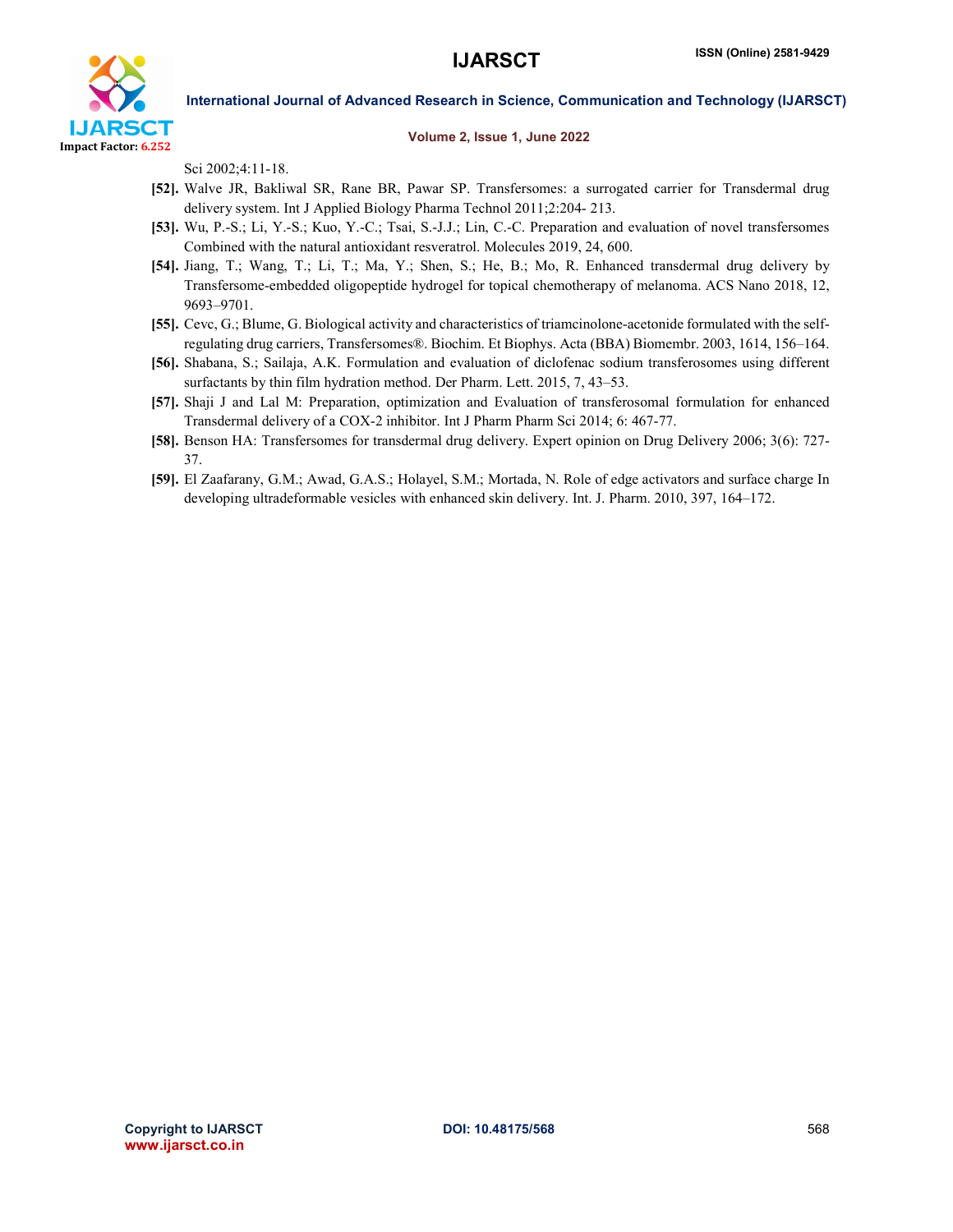Sci 2002;4:11-18.

**[52].** Walve JR, Bakliwal SR, Rane BR, Pawar SP. Transfersomes: a surrogated carrier for Transdermal drug delivery system. Int J Applied Biology Pharma Technol 2011;2:204- 213.

**[53].** Wu, P.-S.; Li, Y.-S.; Kuo, Y.-C.; Tsai, S.-J.J.; Lin, C.-C. Preparation and evaluation of novel transfersomes Combined with the natural antioxidant resveratrol. Molecules 2019, 24, 600.

**[54].** Jiang, T.; Wang, T.; Li, T.; Ma, Y.; Shen, S.; He, B.; Mo, R. Enhanced transdermal drug delivery by Transfersome-embedded oligopeptide hydrogel for topical chemotherapy of melanoma. ACS Nano 2018, 12, 9693–9701.

**[55].** Cevc, G.; Blume, G. Biological activity and characteristics of triamcinolone-acetonide formulated with the self-regulating drug carriers, Transfersomes®. Biochim. Et Biophys. Acta (BBA) Biomembr. 2003, 1614, 156–164.

**[56].** Shabana, S.; Sailaja, A.K. Formulation and evaluation of diclofenac sodium transferosomes using different surfactants by thin film hydration method. Der Pharm. Lett. 2015, 7, 43–53.

**[57].** Shaji J and Lal M: Preparation, optimization and Evaluation of transferosomal formulation for enhanced Transdermal delivery of a COX-2 inhibitor. Int J Pharm Pharm Sci 2014; 6: 467-77.

**[58].** Benson HA: Transfersomes for transdermal drug delivery. Expert opinion on Drug Delivery 2006; 3(6): 727-37.

**[59].** El Zaafarany, G.M.; Awad, G.A.S.; Holayel, S.M.; Mortada, N. Role of edge activators and surface charge In developing ultradeformable vesicles with enhanced skin delivery. Int. J. Pharm. 2010, 397, 164–172.